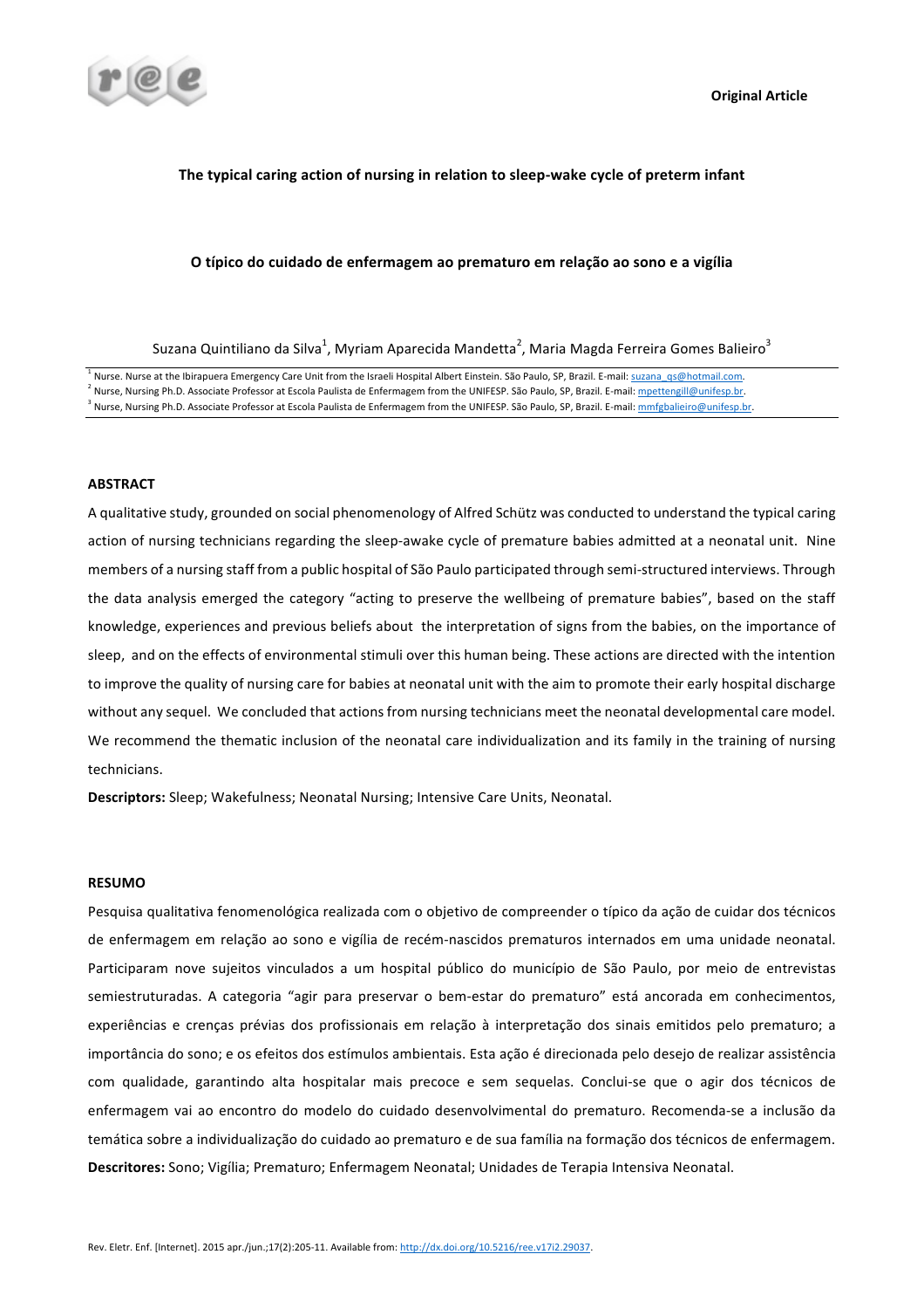Original Article

# The typical caring action of nursing in relation to sleep-wake cycle of preterm infant

## O típico do cuidado de enfermagem ao prematuro em relação ao sono e a vigília

Suzana Quintiliano da Silva[1], Myriam Aparecida Mandetta[2], Maria Magda Ferreira Gomes Balieiro[3]

[1] Nurse. Nurse at the Ibirapuera Emergency Care Unit from the Israeli Hospital Albert Einstein. São Paulo, SP, Brazil. E-mail: suzana_qs@hotmail.com.
[2] Nurse, Nursing Ph.D. Associate Professor at Escola Paulista de Enfermagem from the UNIFESP. São Paulo, SP, Brazil. E-mail: mpettengill@unifesp.br.
[3] Nurse, Nursing Ph.D. Associate Professor at Escola Paulista de Enfermagem from the UNIFESP. São Paulo, SP, Brazil. E-mail: mmfgbalieiro@unifesp.br.

### ABSTRACT

A qualitative study, grounded on social phenomenology of Alfred Schütz was conducted to understand the typical caring action of nursing technicians regarding the sleep-awake cycle of premature babies admitted at a neonatal unit. Nine members of a nursing staff from a public hospital of São Paulo participated through semi-structured interviews. Through the data analysis emerged the category "acting to preserve the wellbeing of premature babies", based on the staff knowledge, experiences and previous beliefs about the interpretation of signs from the babies, on the importance of sleep, and on the effects of environmental stimuli over this human being. These actions are directed with the intention to improve the quality of nursing care for babies at neonatal unit with the aim to promote their early hospital discharge without any sequel. We concluded that actions from nursing technicians meet the neonatal developmental care model. We recommend the thematic inclusion of the neonatal care individualization and its family in the training of nursing technicians.

**Descriptors:** Sleep; Wakefulness; Neonatal Nursing; Intensive Care Units, Neonatal.

### RESUMO

Pesquisa qualitativa fenomenológica realizada com o objetivo de compreender o típico da ação de cuidar dos técnicos de enfermagem em relação ao sono e vigília de recém-nascidos prematuros internados em uma unidade neonatal. Participaram nove sujeitos vinculados a um hospital público do município de São Paulo, por meio de entrevistas semiestruturadas. A categoria "agir para preservar o bem-estar do prematuro" está ancorada em conhecimentos, experiências e crenças prévias dos profissionais em relação à interpretação dos sinais emitidos pelo prematuro; a importância do sono; e os efeitos dos estímulos ambientais. Esta ação é direcionada pelo desejo de realizar assistência com qualidade, garantindo alta hospitalar mais precoce e sem sequelas. Conclui-se que o agir dos técnicos de enfermagem vai ao encontro do modelo do cuidado desenvolvimental do prematuro. Recomenda-se a inclusão da temática sobre a individualização do cuidado ao prematuro e de sua família na formação dos técnicos de enfermagem.

**Descritores:** Sono; Vigília; Prematuro; Enfermagem Neonatal; Unidades de Terapia Intensiva Neonatal.

Rev. Eletr. Enf. [Internet]. 2015 apr./jun.;17(2):205-11. Available from: http://dx.doi.org/10.5216/ree.v17i2.29037.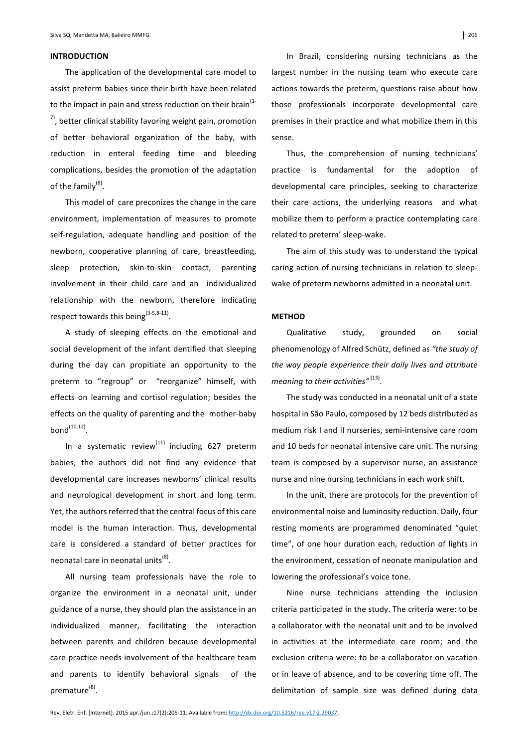## INTRODUCTION

The application of the developmental care model to assist preterm babies since their birth have been related to the impact in pain and stress reduction on their brain[1-7], better clinical stability favoring weight gain, promotion of better behavioral organization of the baby, with reduction in enteral feeding time and bleeding complications, besides the promotion of the adaptation of the family[8].

This model of care preconizes the change in the care environment, implementation of measures to promote self-regulation, adequate handling and position of the newborn, cooperative planning of care, breastfeeding, sleep protection, skin-to-skin contact, parenting involvement in their child care and an individualized relationship with the newborn, therefore indicating respect towards this being[3-5,8-11].

A study of sleeping effects on the emotional and social development of the infant dentified that sleeping during the day can propitiate an opportunity to the preterm to "regroup" or "reorganize" himself, with effects on learning and cortisol regulation; besides the effects on the quality of parenting and the mother-baby bond[10,12].

In a systematic review[11] including 627 preterm babies, the authors did not find any evidence that developmental care increases newborns' clinical results and neurological development in short and long term. Yet, the authors referred that the central focus of this care model is the human interaction. Thus, developmental care is considered a standard of better practices for neonatal care in neonatal units[8].

All nursing team professionals have the role to organize the environment in a neonatal unit, under guidance of a nurse, they should plan the assistance in an individualized manner, facilitating the interaction between parents and children because developmental care practice needs involvement of the healthcare team and parents to identify behavioral signals of the premature[8].

In Brazil, considering nursing technicians as the largest number in the nursing team who execute care actions towards the preterm, questions raise about how those professionals incorporate developmental care premises in their practice and what mobilize them in this sense.

Thus, the comprehension of nursing technicians' practice is fundamental for the adoption of developmental care principles, seeking to characterize their care actions, the underlying reasons and what mobilize them to perform a practice contemplating care related to preterm' sleep-wake.

The aim of this study was to understand the typical caring action of nursing technicians in relation to sleep-wake of preterm newborns admitted in a neonatal unit.

## METHOD

Qualitative study, grounded on social phenomenology of Alfred Schütz, defined as *"the study of the way people experience their daily lives and attribute meaning to their activities"*[13].

The study was conducted in a neonatal unit of a state hospital in São Paulo, composed by 12 beds distributed as medium risk I and II nurseries, semi-intensive care room and 10 beds for neonatal intensive care unit. The nursing team is composed by a supervisor nurse, an assistance nurse and nine nursing technicians in each work shift.

In the unit, there are protocols for the prevention of environmental noise and luminosity reduction. Daily, four resting moments are programmed denominated "quiet time", of one hour duration each, reduction of lights in the environment, cessation of neonate manipulation and lowering the professional's voice tone.

Nine nurse technicians attending the inclusion criteria participated in the study. The criteria were: to be a collaborator with the neonatal unit and to be involved in activities at the intermediate care room; and the exclusion criteria were: to be a collaborator on vacation or in leave of absence, and to be covering time off. The delimitation of sample size was defined during data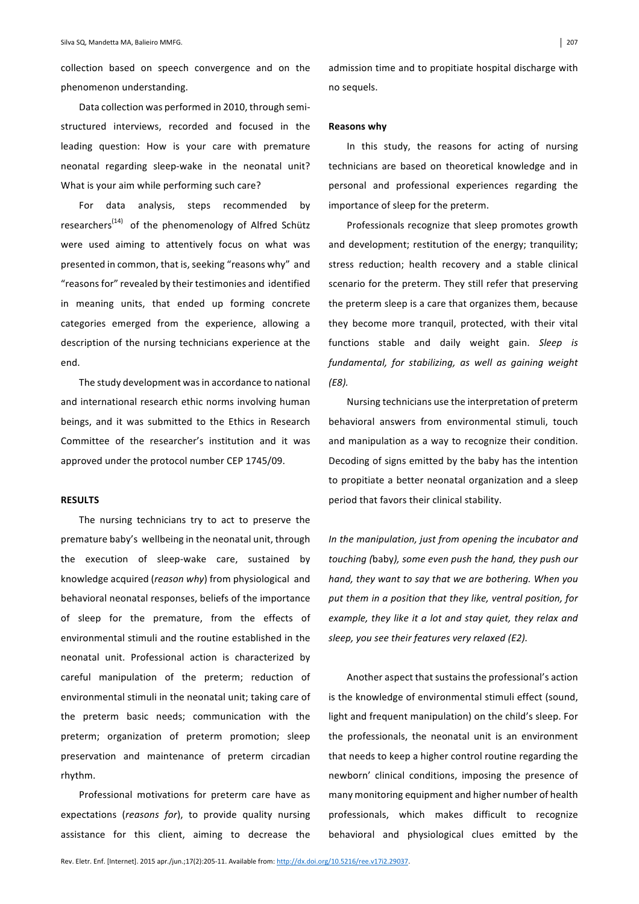collection based on speech convergence and on the phenomenon understanding.

Data collection was performed in 2010, through semi-structured interviews, recorded and focused in the leading question: How is your care with premature neonatal regarding sleep-wake in the neonatal unit? What is your aim while performing such care?

For data analysis, steps recommended by researchers[14] of the phenomenology of Alfred Schütz were used aiming to attentively focus on what was presented in common, that is, seeking "reasons why" and "reasons for" revealed by their testimonies and identified in meaning units, that ended up forming concrete categories emerged from the experience, allowing a description of the nursing technicians experience at the end.

The study development was in accordance to national and international research ethic norms involving human beings, and it was submitted to the Ethics in Research Committee of the researcher's institution and it was approved under the protocol number CEP 1745/09.

## RESULTS

The nursing technicians try to act to preserve the premature baby's wellbeing in the neonatal unit, through the execution of sleep-wake care, sustained by knowledge acquired (*reason why*) from physiological and behavioral neonatal responses, beliefs of the importance of sleep for the premature, from the effects of environmental stimuli and the routine established in the neonatal unit. Professional action is characterized by careful manipulation of the preterm; reduction of environmental stimuli in the neonatal unit; taking care of the preterm basic needs; communication with the preterm; organization of preterm promotion; sleep preservation and maintenance of preterm circadian rhythm.

Professional motivations for preterm care have as expectations (*reasons for*), to provide quality nursing assistance for this client, aiming to decrease the admission time and to propitiate hospital discharge with no sequels.

### Reasons why

In this study, the reasons for acting of nursing technicians are based on theoretical knowledge and in personal and professional experiences regarding the importance of sleep for the preterm.

Professionals recognize that sleep promotes growth and development; restitution of the energy; tranquility; stress reduction; health recovery and a stable clinical scenario for the preterm. They still refer that preserving the preterm sleep is a care that organizes them, because they become more tranquil, protected, with their vital functions stable and daily weight gain. *Sleep is fundamental, for stabilizing, as well as gaining weight (E8).*

Nursing technicians use the interpretation of preterm behavioral answers from environmental stimuli, touch and manipulation as a way to recognize their condition. Decoding of signs emitted by the baby has the intention to propitiate a better neonatal organization and a sleep period that favors their clinical stability.

*In the manipulation, just from opening the incubator and touching (*baby*), some even push the hand, they push our hand, they want to say that we are bothering. When you put them in a position that they like, ventral position, for example, they like it a lot and stay quiet, they relax and sleep, you see their features very relaxed (E2).*

Another aspect that sustains the professional's action is the knowledge of environmental stimuli effect (sound, light and frequent manipulation) on the child's sleep. For the professionals, the neonatal unit is an environment that needs to keep a higher control routine regarding the newborn' clinical conditions, imposing the presence of many monitoring equipment and higher number of health professionals, which makes difficult to recognize behavioral and physiological clues emitted by the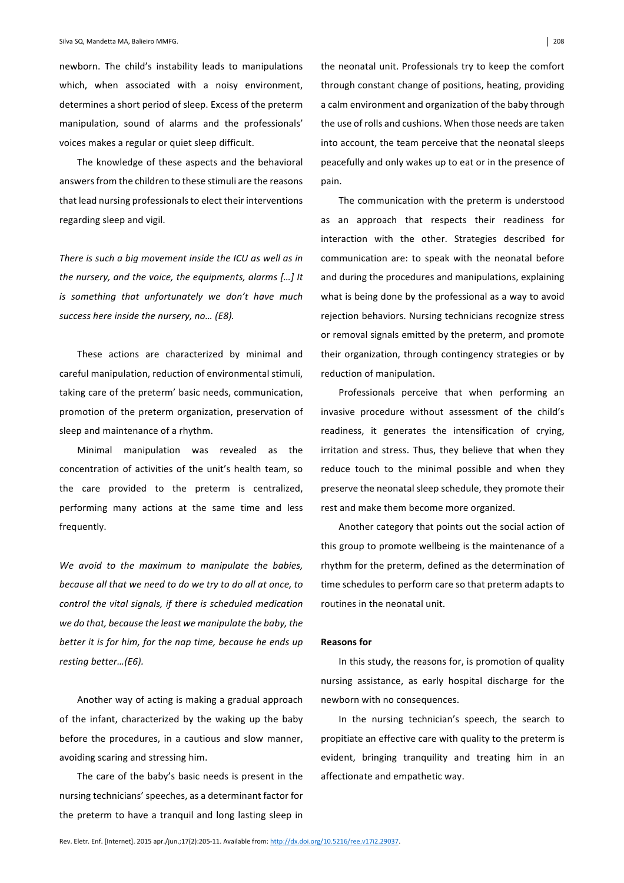newborn. The child's instability leads to manipulations which, when associated with a noisy environment, determines a short period of sleep. Excess of the preterm manipulation, sound of alarms and the professionals' voices makes a regular or quiet sleep difficult.

The knowledge of these aspects and the behavioral answers from the children to these stimuli are the reasons that lead nursing professionals to elect their interventions regarding sleep and vigil.

*There is such a big movement inside the ICU as well as in the nursery, and the voice, the equipments, alarms […] It is something that unfortunately we don't have much success here inside the nursery, no… (E8).*

These actions are characterized by minimal and careful manipulation, reduction of environmental stimuli, taking care of the preterm' basic needs, communication, promotion of the preterm organization, preservation of sleep and maintenance of a rhythm.

Minimal manipulation was revealed as the concentration of activities of the unit's health team, so the care provided to the preterm is centralized, performing many actions at the same time and less frequently.

*We avoid to the maximum to manipulate the babies, because all that we need to do we try to do all at once, to control the vital signals, if there is scheduled medication we do that, because the least we manipulate the baby, the better it is for him, for the nap time, because he ends up resting better…(E6).*

Another way of acting is making a gradual approach of the infant, characterized by the waking up the baby before the procedures, in a cautious and slow manner, avoiding scaring and stressing him.

The care of the baby's basic needs is present in the nursing technicians' speeches, as a determinant factor for the preterm to have a tranquil and long lasting sleep in the neonatal unit. Professionals try to keep the comfort through constant change of positions, heating, providing a calm environment and organization of the baby through the use of rolls and cushions. When those needs are taken into account, the team perceive that the neonatal sleeps peacefully and only wakes up to eat or in the presence of pain.

The communication with the preterm is understood as an approach that respects their readiness for interaction with the other. Strategies described for communication are: to speak with the neonatal before and during the procedures and manipulations, explaining what is being done by the professional as a way to avoid rejection behaviors. Nursing technicians recognize stress or removal signals emitted by the preterm, and promote their organization, through contingency strategies or by reduction of manipulation.

Professionals perceive that when performing an invasive procedure without assessment of the child's readiness, it generates the intensification of crying, irritation and stress. Thus, they believe that when they reduce touch to the minimal possible and when they preserve the neonatal sleep schedule, they promote their rest and make them become more organized.

Another category that points out the social action of this group to promote wellbeing is the maintenance of a rhythm for the preterm, defined as the determination of time schedules to perform care so that preterm adapts to routines in the neonatal unit.

**Reasons for**

In this study, the reasons for, is promotion of quality nursing assistance, as early hospital discharge for the newborn with no consequences.

In the nursing technician's speech, the search to propitiate an effective care with quality to the preterm is evident, bringing tranquility and treating him in an affectionate and empathetic way.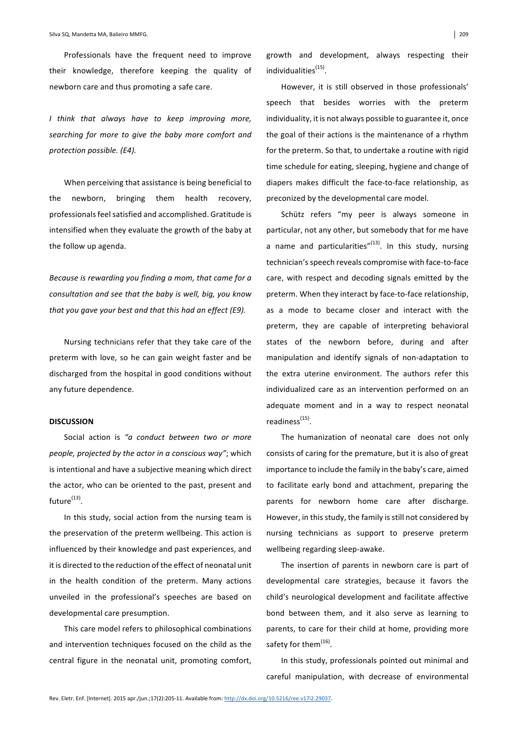Professionals have the frequent need to improve their knowledge, therefore keeping the quality of newborn care and thus promoting a safe care.

*I think that always have to keep improving more, searching for more to give the baby more comfort and protection possible. (E4).*

When perceiving that assistance is being beneficial to the newborn, bringing them health recovery, professionals feel satisfied and accomplished. Gratitude is intensified when they evaluate the growth of the baby at the follow up agenda.

*Because is rewarding you finding a mom, that came for a consultation and see that the baby is well, big, you know that you gave your best and that this had an effect (E9).*

Nursing technicians refer that they take care of the preterm with love, so he can gain weight faster and be discharged from the hospital in good conditions without any future dependence.

## DISCUSSION

Social action is *"a conduct between two or more people, projected by the actor in a conscious way"*; which is intentional and have a subjective meaning which direct the actor, who can be oriented to the past, present and future[13].

In this study, social action from the nursing team is the preservation of the preterm wellbeing. This action is influenced by their knowledge and past experiences, and it is directed to the reduction of the effect of neonatal unit in the health condition of the preterm. Many actions unveiled in the professional's speeches are based on developmental care presumption.

This care model refers to philosophical combinations and intervention techniques focused on the child as the central figure in the neonatal unit, promoting comfort, growth and development, always respecting their individualities[15].

However, it is still observed in those professionals' speech that besides worries with the preterm individuality, it is not always possible to guarantee it, once the goal of their actions is the maintenance of a rhythm for the preterm. So that, to undertake a routine with rigid time schedule for eating, sleeping, hygiene and change of diapers makes difficult the face-to-face relationship, as preconized by the developmental care model.

Schütz refers "my peer is always someone in particular, not any other, but somebody that for me have a name and particularities"[13]. In this study, nursing technician's speech reveals compromise with face-to-face care, with respect and decoding signals emitted by the preterm. When they interact by face-to-face relationship, as a mode to became closer and interact with the preterm, they are capable of interpreting behavioral states of the newborn before, during and after manipulation and identify signals of non-adaptation to the extra uterine environment. The authors refer this individualized care as an intervention performed on an adequate moment and in a way to respect neonatal readiness[15].

The humanization of neonatal care does not only consists of caring for the premature, but it is also of great importance to include the family in the baby's care, aimed to facilitate early bond and attachment, preparing the parents for newborn home care after discharge. However, in this study, the family is still not considered by nursing technicians as support to preserve preterm wellbeing regarding sleep-awake.

The insertion of parents in newborn care is part of developmental care strategies, because it favors the child's neurological development and facilitate affective bond between them, and it also serve as learning to parents, to care for their child at home, providing more safety for them[16].

In this study, professionals pointed out minimal and careful manipulation, with decrease of environmental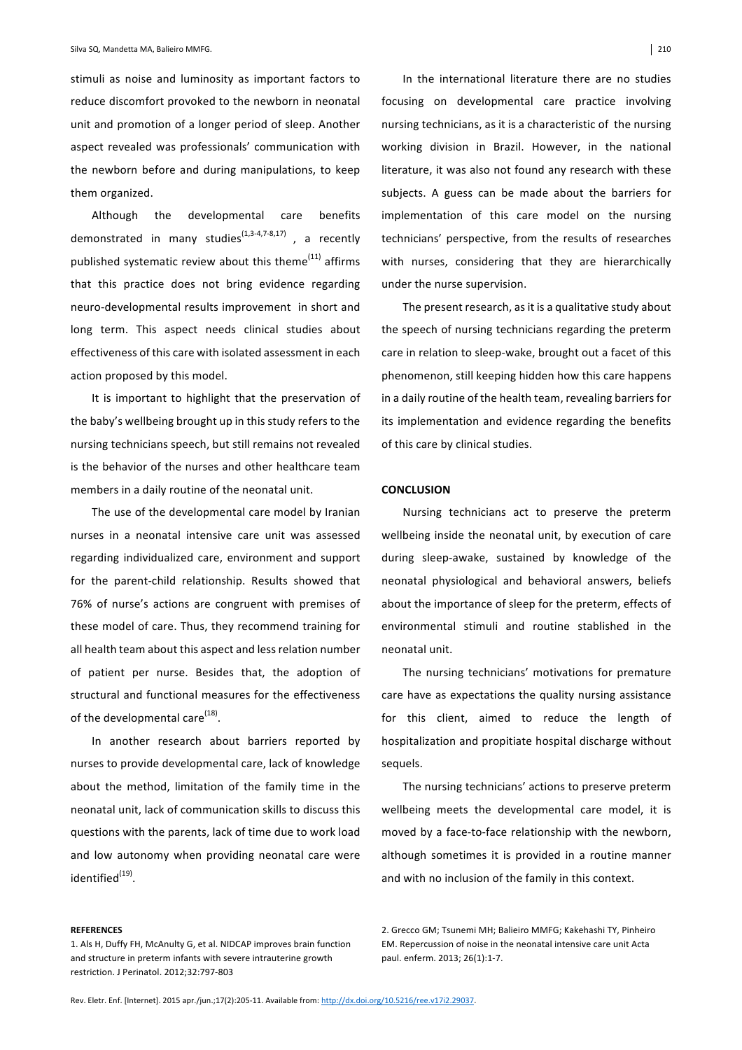stimuli as noise and luminosity as important factors to reduce discomfort provoked to the newborn in neonatal unit and promotion of a longer period of sleep. Another aspect revealed was professionals' communication with the newborn before and during manipulations, to keep them organized.

Although the developmental care benefits demonstrated in many studies[1,3-4,7-8,17] , a recently published systematic review about this theme[11] affirms that this practice does not bring evidence regarding neuro-developmental results improvement in short and long term. This aspect needs clinical studies about effectiveness of this care with isolated assessment in each action proposed by this model.

It is important to highlight that the preservation of the baby's wellbeing brought up in this study refers to the nursing technicians speech, but still remains not revealed is the behavior of the nurses and other healthcare team members in a daily routine of the neonatal unit.

The use of the developmental care model by Iranian nurses in a neonatal intensive care unit was assessed regarding individualized care, environment and support for the parent-child relationship. Results showed that 76% of nurse's actions are congruent with premises of these model of care. Thus, they recommend training for all health team about this aspect and less relation number of patient per nurse. Besides that, the adoption of structural and functional measures for the effectiveness of the developmental care[18].

In another research about barriers reported by nurses to provide developmental care, lack of knowledge about the method, limitation of the family time in the neonatal unit, lack of communication skills to discuss this questions with the parents, lack of time due to work load and low autonomy when providing neonatal care were identified[19].

In the international literature there are no studies focusing on developmental care practice involving nursing technicians, as it is a characteristic of the nursing working division in Brazil. However, in the national literature, it was also not found any research with these subjects. A guess can be made about the barriers for implementation of this care model on the nursing technicians' perspective, from the results of researches with nurses, considering that they are hierarchically under the nurse supervision.

The present research, as it is a qualitative study about the speech of nursing technicians regarding the preterm care in relation to sleep-wake, brought out a facet of this phenomenon, still keeping hidden how this care happens in a daily routine of the health team, revealing barriers for its implementation and evidence regarding the benefits of this care by clinical studies.

## CONCLUSION

Nursing technicians act to preserve the preterm wellbeing inside the neonatal unit, by execution of care during sleep-awake, sustained by knowledge of the neonatal physiological and behavioral answers, beliefs about the importance of sleep for the preterm, effects of environmental stimuli and routine stablished in the neonatal unit.

The nursing technicians' motivations for premature care have as expectations the quality nursing assistance for this client, aimed to reduce the length of hospitalization and propitiate hospital discharge without sequels.

The nursing technicians' actions to preserve preterm wellbeing meets the developmental care model, it is moved by a face-to-face relationship with the newborn, although sometimes it is provided in a routine manner and with no inclusion of the family in this context.

**REFERENCES**

1. Als H, Duffy FH, McAnulty G, et al. NIDCAP improves brain function and structure in preterm infants with severe intrauterine growth restriction. J Perinatol. 2012;32:797-803

2. Grecco GM; Tsunemi MH; Balieiro MMFG; Kakehashi TY, Pinheiro EM. Repercussion of noise in the neonatal intensive care unit Acta paul. enferm. 2013; 26(1):1-7.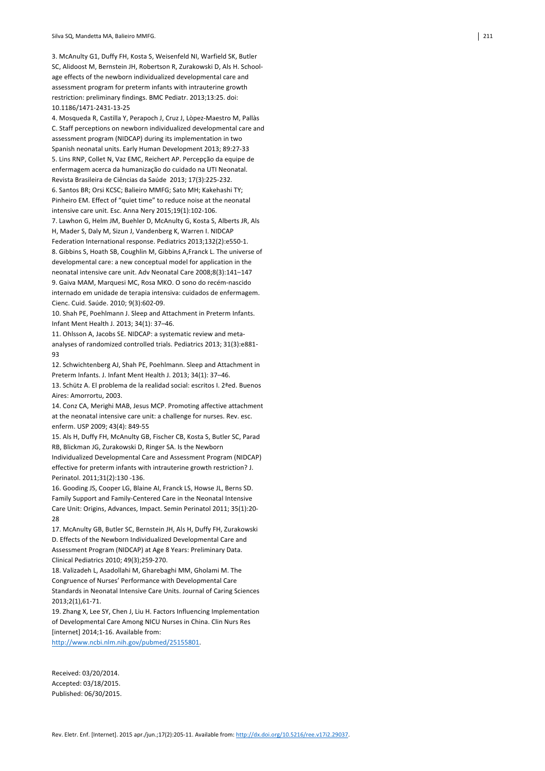3. McAnulty G1, Duffy FH, Kosta S, Weisenfeld NI, Warfield SK, Butler SC, Alidoost M, Bernstein JH, Robertson R, Zurakowski D, Als H. School-age effects of the newborn individualized developmental care and assessment program for preterm infants with intrauterine growth restriction: preliminary findings. BMC Pediatr. 2013;13:25. doi: 10.1186/1471-2431-13-25

4. Mosqueda R, Castilla Y, Perapoch J, Cruz J, Lòpez-Maestro M, Pallàs C. Staff perceptions on newborn individualized developmental care and assessment program (NIDCAP) during its implementation in two Spanish neonatal units. Early Human Development 2013; 89:27-33

5. Lins RNP, Collet N, Vaz EMC, Reichert AP. Percepção da equipe de enfermagem acerca da humanização do cuidado na UTI Neonatal. Revista Brasileira de Ciências da Saúde 2013; 17(3):225-232.

6. Santos BR; Orsi KCSC; Balieiro MMFG; Sato MH; Kakehashi TY; Pinheiro EM. Effect of "quiet time" to reduce noise at the neonatal intensive care unit. Esc. Anna Nery 2015;19(1):102-106.

7. Lawhon G, Helm JM, Buehler D, McAnulty G, Kosta S, Alberts JR, Als H, Mader S, Daly M, Sizun J, Vandenberg K, Warren I. NIDCAP Federation International response. Pediatrics 2013;132(2):e550-1.

8. Gibbins S, Hoath SB, Coughlin M, Gibbins A,Franck L. The universe of developmental care: a new conceptual model for application in the neonatal intensive care unit. Adv Neonatal Care 2008;8(3):141–147

9. Gaiva MAM, Marquesi MC, Rosa MKO. O sono do recém-nascido internado em unidade de terapia intensiva: cuidados de enfermagem. Cienc. Cuid. Saúde. 2010; 9(3):602-09.

10. Shah PE, Poehlmann J. Sleep and Attachment in Preterm Infants. Infant Ment Health J. 2013; 34(1): 37–46.

11. Ohlsson A, Jacobs SE. NIDCAP: a systematic review and meta-analyses of randomized controlled trials. Pediatrics 2013; 31(3):e881-93

12. Schwichtenberg AJ, Shah PE, Poehlmann. Sleep and Attachment in Preterm Infants. J. Infant Ment Health J. 2013; 34(1): 37–46.

13. Schütz A. El problema de la realidad social: escritos I. 2ªed. Buenos Aires: Amorrortu, 2003.

14. Conz CA, Merighi MAB, Jesus MCP. Promoting affective attachment at the neonatal intensive care unit: a challenge for nurses. Rev. esc. enferm. USP 2009; 43(4): 849-55

15. Als H, Duffy FH, McAnulty GB, Fischer CB, Kosta S, Butler SC, Parad RB, Blickman JG, Zurakowski D, Ringer SA. Is the Newborn Individualized Developmental Care and Assessment Program (NIDCAP) effective for preterm infants with intrauterine growth restriction? J. Perinatol. 2011;31(2):130 -136.

16. Gooding JS, Cooper LG, Blaine AI, Franck LS, Howse JL, Berns SD. Family Support and Family-Centered Care in the Neonatal Intensive Care Unit: Origins, Advances, Impact. Semin Perinatol 2011; 35(1):20-28

17. McAnulty GB, Butler SC, Bernstein JH, Als H, Duffy FH, Zurakowski D. Effects of the Newborn Individualized Developmental Care and Assessment Program (NIDCAP) at Age 8 Years: Preliminary Data. Clinical Pediatrics 2010; 49(3);259-270.

18. Valizadeh L, Asadollahi M, Gharebaghi MM, Gholami M. The Congruence of Nurses' Performance with Developmental Care Standards in Neonatal Intensive Care Units. Journal of Caring Sciences 2013;2(1),61-71.

19. Zhang X, Lee SY, Chen J, Liu H. Factors Influencing Implementation of Developmental Care Among NICU Nurses in China. Clin Nurs Res [internet] 2014;1-16. Available from: http://www.ncbi.nlm.nih.gov/pubmed/25155801.

Received: 03/20/2014.
Accepted: 03/18/2015.
Published: 06/30/2015.